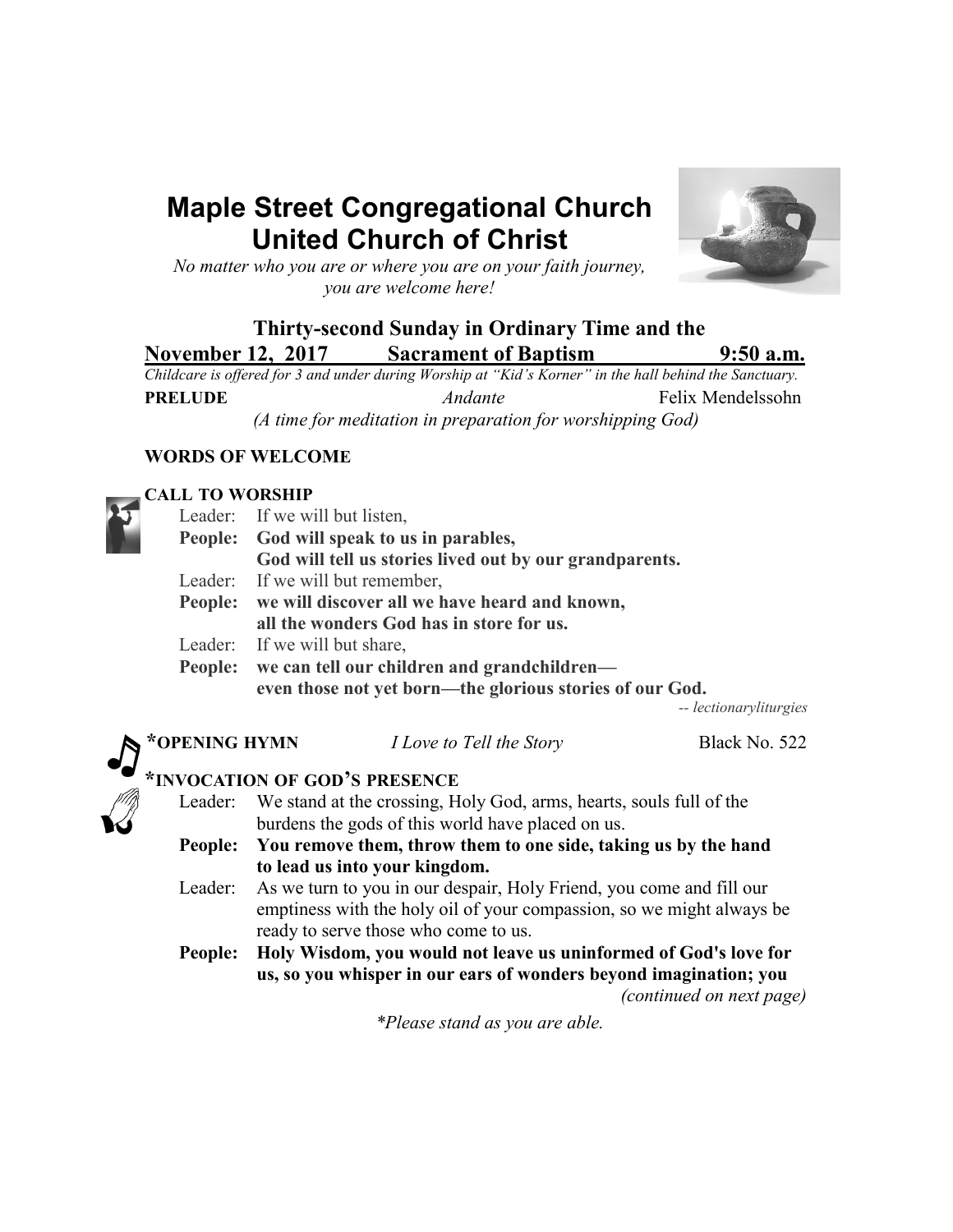# Maple Street Congregational Church
# United Church of Christ

*No matter who you are or where you are on your faith journey, you are welcome here!*

**Thirty-second Sunday in Ordinary Time and the**

**November 12, 2017 Sacrament of Baptism 9:50 a.m.**

*Childcare is offered for 3 and under during Worship at "Kid's Korner" in the hall behind the Sanctuary.*

**PRELUDE** *Andante* Felix Mendelssohn

*(A time for meditation in preparation for worshipping God)*

**WORDS OF WELCOME**

**CALL TO WORSHIP**

Leader: If we will but listen,

**People: God will speak to us in parables,**
**God will tell us stories lived out by our grandparents.**

Leader: If we will but remember,

**People: we will discover all we have heard and known,**
**all the wonders God has in store for us.**

Leader: If we will but share,

**People: we can tell our children and grandchildren—**
**even those not yet born—the glorious stories of our God.**

*-- lectionaryliturgies*

**\*OPENING HYMN** *I Love to Tell the Story* Black No. 522

**\*INVOCATION OF GOD'S PRESENCE**

Leader: We stand at the crossing, Holy God, arms, hearts, souls full of the burdens the gods of this world have placed on us.

**People: You remove them, throw them to one side, taking us by the hand to lead us into your kingdom.**

Leader: As we turn to you in our despair, Holy Friend, you come and fill our emptiness with the holy oil of your compassion, so we might always be ready to serve those who come to us.

**People: Holy Wisdom, you would not leave us uninformed of God's love for us, so you whisper in our ears of wonders beyond imagination; you**

*(continued on next page)*

*\*Please stand as you are able.*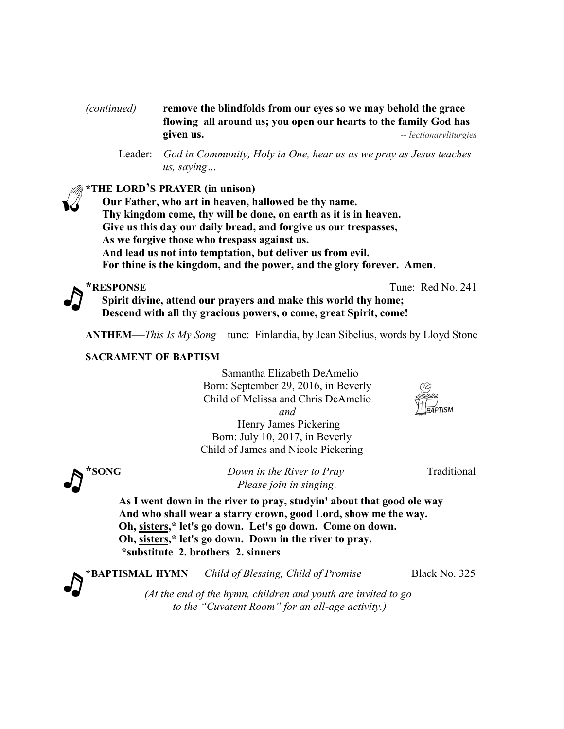*(continued)* **remove the blindfolds from our eyes so we may behold the grace flowing all around us; you open our hearts to the family God has given us.** *-- lectionaryliturgies*

Leader: *God in Community, Holy in One, hear us as we pray as Jesus teaches us, saying…*

**\*THE LORD'S PRAYER (in unison)**

**Our Father, who art in heaven, hallowed be thy name.**
**Thy kingdom come, thy will be done, on earth as it is in heaven.**
**Give us this day our daily bread, and forgive us our trespasses,**
**As we forgive those who trespass against us.**
**And lead us not into temptation, but deliver us from evil.**
**For thine is the kingdom, and the power, and the glory forever. Amen**.

**\*RESPONSE** Tune: Red No. 241

**Spirit divine, attend our prayers and make this world thy home;**
**Descend with all thy gracious powers, o come, great Spirit, come!**

**ANTHEM—***This Is My Song* tune: Finlandia, by Jean Sibelius, words by Lloyd Stone

**SACRAMENT OF BAPTISM**

Samantha Elizabeth DeAmelio
Born: September 29, 2016, in Beverly
Child of Melissa and Chris DeAmelio
*and*
Henry James Pickering
Born: July 10, 2017, in Beverly
Child of James and Nicole Pickering

**\*SONG** *Down in the River to Pray* Traditional
*Please join in singing*.

**As I went down in the river to pray, studyin' about that good ole way**
**And who shall wear a starry crown, good Lord, show me the way.**
**Oh, <u>sisters</u>,\* let's go down. Let's go down. Come on down.**
**Oh, <u>sisters</u>,\* let's go down. Down in the river to pray.**
**\*substitute 2. brothers 2. sinners**

**\*BAPTISMAL HYMN** *Child of Blessing, Child of Promise* Black No. 325

*(At the end of the hymn, children and youth are invited to go to the "Cuvatent Room" for an all-age activity.)*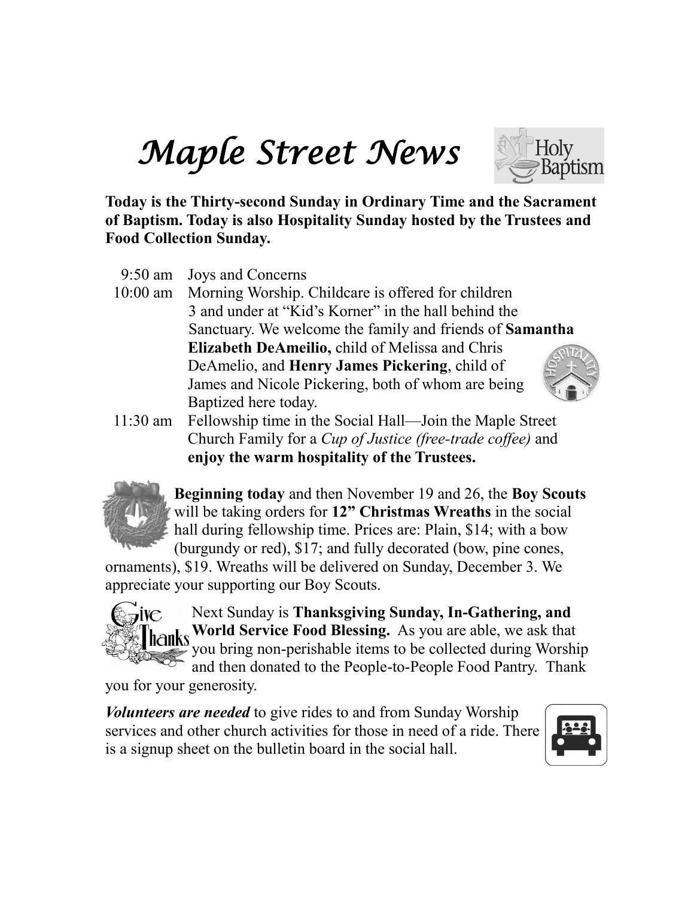# *Maple Street News*

**Today is the Thirty-second Sunday in Ordinary Time and the Sacrament of Baptism. Today is also Hospitality Sunday hosted by the Trustees and Food Collection Sunday.**

9:50 am Joys and Concerns

10:00 am Morning Worship. Childcare is offered for children 3 and under at "Kid's Korner" in the hall behind the Sanctuary. We welcome the family and friends of **Samantha Elizabeth DeAmeilio,** child of Melissa and Chris DeAmelio, and **Henry James Pickering**, child of James and Nicole Pickering, both of whom are being Baptized here today.

11:30 am Fellowship time in the Social Hall—Join the Maple Street Church Family for a *Cup of Justice (free-trade coffee)* and **enjoy the warm hospitality of the Trustees.**

**Beginning today** and then November 19 and 26, the **Boy Scouts** will be taking orders for **12" Christmas Wreaths** in the social hall during fellowship time. Prices are: Plain, $14; with a bow (burgundy or red), $17; and fully decorated (bow, pine cones, ornaments), $19. Wreaths will be delivered on Sunday, December 3. We appreciate your supporting our Boy Scouts.

Next Sunday is **Thanksgiving Sunday, In-Gathering, and World Service Food Blessing.** As you are able, we ask that you bring non-perishable items to be collected during Worship and then donated to the People-to-People Food Pantry. Thank you for your generosity.

***Volunteers are needed*** to give rides to and from Sunday Worship services and other church activities for those in need of a ride. There is a signup sheet on the bulletin board in the social hall.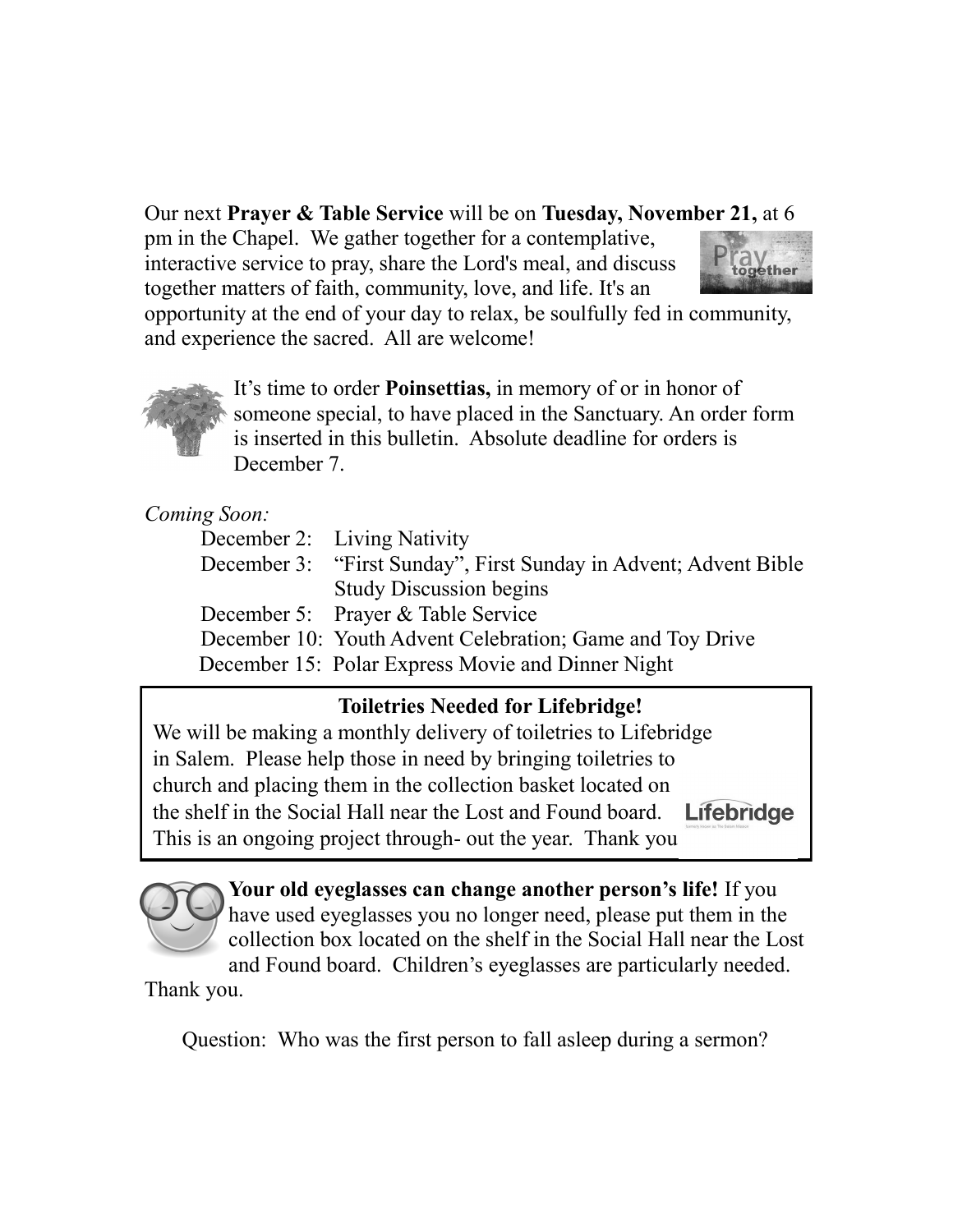Our next **Prayer & Table Service** will be on **Tuesday, November 21,** at 6 pm in the Chapel. We gather together for a contemplative, interactive service to pray, share the Lord's meal, and discuss together matters of faith, community, love, and life. It's an opportunity at the end of your day to relax, be soulfully fed in community, and experience the sacred. All are welcome!

It's time to order **Poinsettias,** in memory of or in honor of someone special, to have placed in the Sanctuary. An order form is inserted in this bulletin. Absolute deadline for orders is December 7.

*Coming Soon:*

- December 2: Living Nativity
- December 3: "First Sunday", First Sunday in Advent; Advent Bible Study Discussion begins
- December 5: Prayer & Table Service
- December 10: Youth Advent Celebration; Game and Toy Drive
- December 15: Polar Express Movie and Dinner Night

**Toiletries Needed for Lifebridge!**

We will be making a monthly delivery of toiletries to Lifebridge in Salem. Please help those in need by bringing toiletries to church and placing them in the collection basket located on the shelf in the Social Hall near the Lost and Found board. This is an ongoing project through- out the year. Thank you

**Your old eyeglasses can change another person's life!** If you have used eyeglasses you no longer need, please put them in the collection box located on the shelf in the Social Hall near the Lost and Found board. Children's eyeglasses are particularly needed. Thank you.

Question: Who was the first person to fall asleep during a sermon?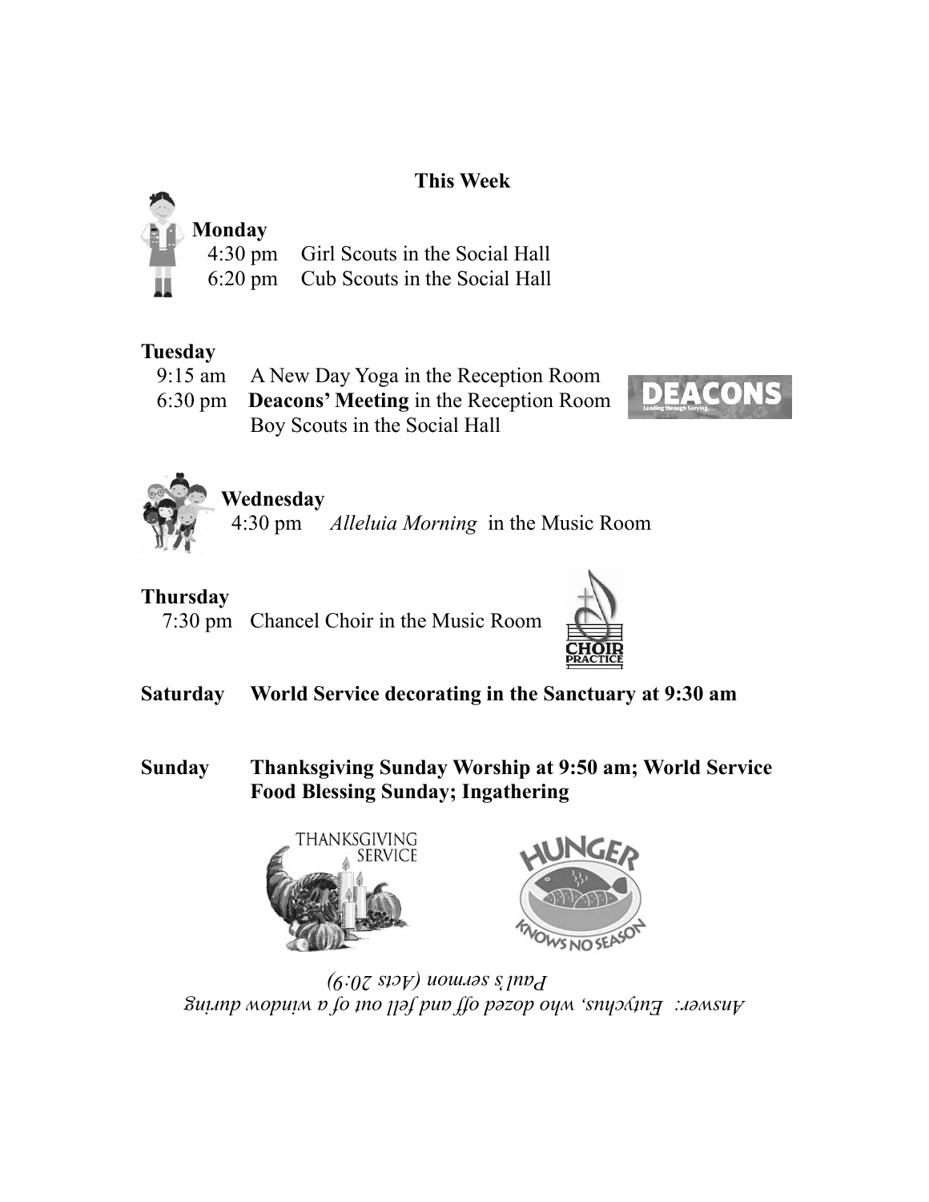## This Week

**Monday**
4:30 pm Girl Scouts in the Social Hall
6:20 pm Cub Scouts in the Social Hall

**Tuesday**
9:15 am A New Day Yoga in the Reception Room
6:30 pm **Deacons' Meeting** in the Reception Room
Boy Scouts in the Social Hall

**Wednesday**
4:30 pm *Alleluia Morning* in the Music Room

**Thursday**
7:30 pm Chancel Choir in the Music Room

**Saturday** **World Service decorating in the Sanctuary at 9:30 am**

**Sunday** **Thanksgiving Sunday Worship at 9:50 am; World Service Food Blessing Sunday; Ingathering**

*Answer: Eutychus, who dozed off and fell out of a window during Paul's sermon (Acts 20:9)*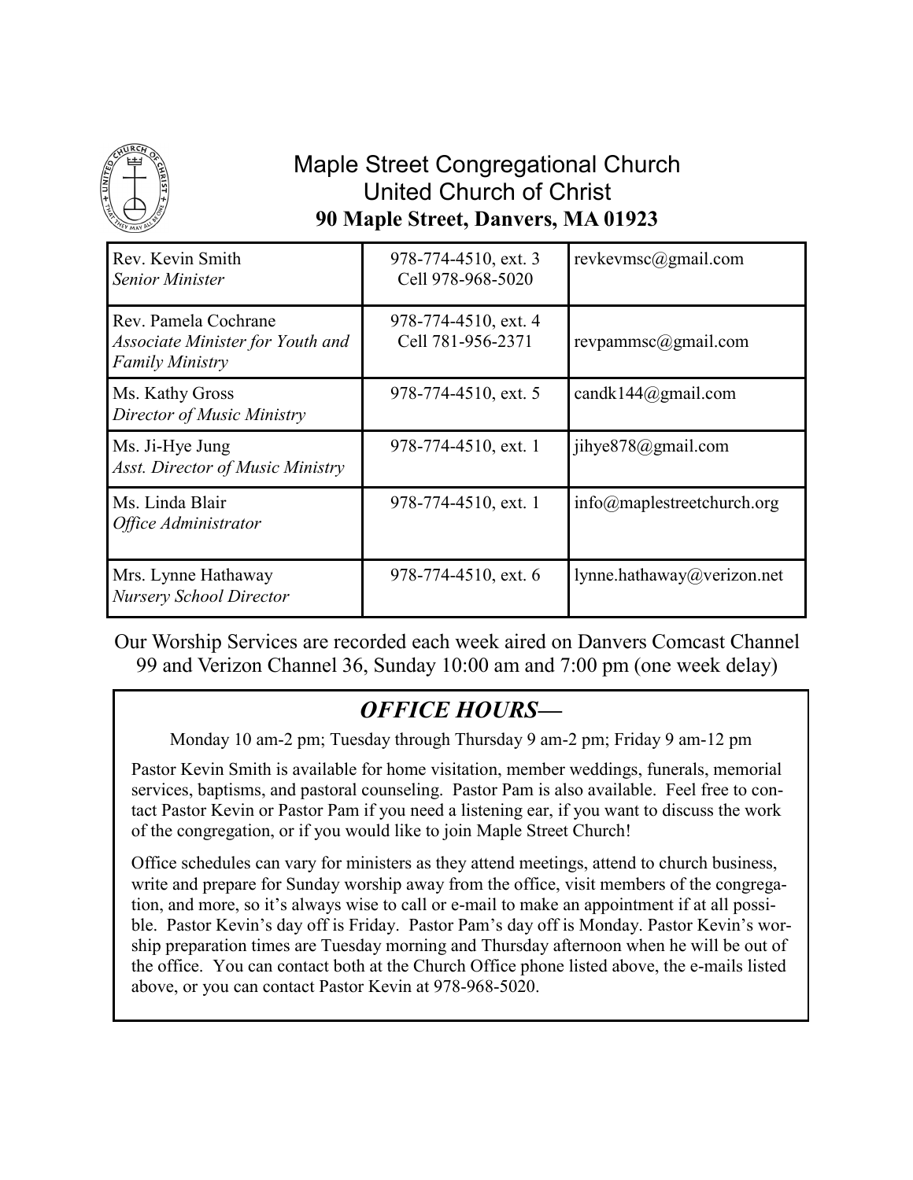# Maple Street Congregational Church
## United Church of Christ
**90 Maple Street, Danvers, MA 01923**

| Name / Title | Phone | E-mail |
|---|---|---|
| Rev. Kevin Smith<br>*Senior Minister* | 978-774-4510, ext. 3<br>Cell 978-968-5020 | revkevmsc@gmail.com |
| Rev. Pamela Cochrane<br>*Associate Minister for Youth and Family Ministry* | 978-774-4510, ext. 4<br>Cell 781-956-2371 | revpammsc@gmail.com |
| Ms. Kathy Gross<br>*Director of Music Ministry* | 978-774-4510, ext. 5 | candk144@gmail.com |
| Ms. Ji-Hye Jung<br>*Asst. Director of Music Ministry* | 978-774-4510, ext. 1 | jihye878@gmail.com |
| Ms. Linda Blair<br>*Office Administrator* | 978-774-4510, ext. 1 | info@maplestreetchurch.org |
| Mrs. Lynne Hathaway<br>*Nursery School Director* | 978-774-4510, ext. 6 | lynne.hathaway@verizon.net |

Our Worship Services are recorded each week aired on Danvers Comcast Channel 99 and Verizon Channel 36, Sunday 10:00 am and 7:00 pm (one week delay)

## *OFFICE HOURS—*

Monday 10 am-2 pm; Tuesday through Thursday 9 am-2 pm; Friday 9 am-12 pm

Pastor Kevin Smith is available for home visitation, member weddings, funerals, memorial services, baptisms, and pastoral counseling. Pastor Pam is also available. Feel free to contact Pastor Kevin or Pastor Pam if you need a listening ear, if you want to discuss the work of the congregation, or if you would like to join Maple Street Church!

Office schedules can vary for ministers as they attend meetings, attend to church business, write and prepare for Sunday worship away from the office, visit members of the congregation, and more, so it's always wise to call or e-mail to make an appointment if at all possible. Pastor Kevin's day off is Friday. Pastor Pam's day off is Monday. Pastor Kevin's worship preparation times are Tuesday morning and Thursday afternoon when he will be out of the office. You can contact both at the Church Office phone listed above, the e-mails listed above, or you can contact Pastor Kevin at 978-968-5020.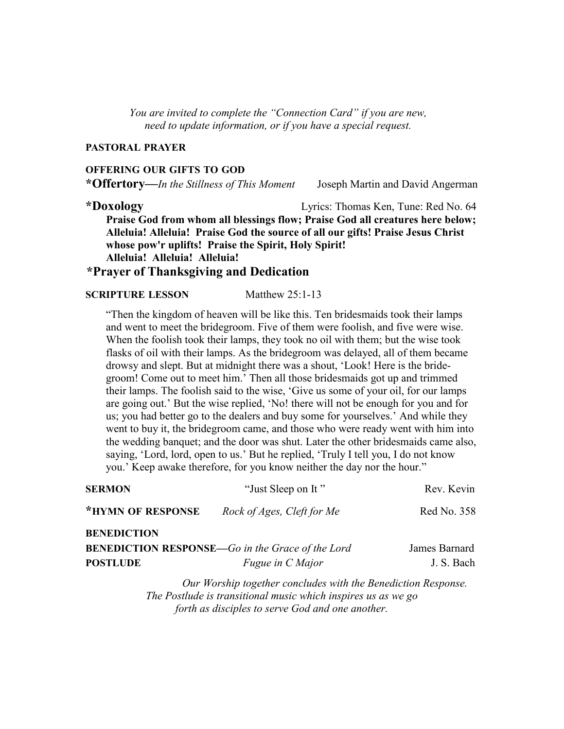*You are invited to complete the "Connection Card" if you are new, need to update information, or if you have a special request.*

**PASTORAL PRAYER**

**OFFERING OUR GIFTS TO GOD**

***Offertory—***
*In the Stillness of This Moment* Joseph Martin and David Angerman

***Doxology*** Lyrics: Thomas Ken, Tune: Red No. 64

**Praise God from whom all blessings flow; Praise God all creatures here below; Alleluia! Alleluia! Praise God the source of all our gifts! Praise Jesus Christ whose pow'r uplifts! Praise the Spirit, Holy Spirit! Alleluia! Alleluia! Alleluia!**

***Prayer of Thanksgiving and Dedication**

**SCRIPTURE LESSON** Matthew 25:1-13

"Then the kingdom of heaven will be like this. Ten bridesmaids took their lamps and went to meet the bridegroom. Five of them were foolish, and five were wise. When the foolish took their lamps, they took no oil with them; but the wise took flasks of oil with their lamps. As the bridegroom was delayed, all of them became drowsy and slept. But at midnight there was a shout, 'Look! Here is the bridegroom! Come out to meet him.' Then all those bridesmaids got up and trimmed their lamps. The foolish said to the wise, 'Give us some of your oil, for our lamps are going out.' But the wise replied, 'No! there will not be enough for you and for us; you had better go to the dealers and buy some for yourselves.' And while they went to buy it, the bridegroom came, and those who were ready went with him into the wedding banquet; and the door was shut. Later the other bridesmaids came also, saying, 'Lord, lord, open to us.' But he replied, 'Truly I tell you, I do not know you.' Keep awake therefore, for you know neither the day nor the hour."

**SERMON** "Just Sleep on It" Rev. Kevin

***HYMN OF RESPONSE** *Rock of Ages, Cleft for Me* Red No. 358

**BENEDICTION**

**BENEDICTION RESPONSE—***Go in the Grace of the Lord* James Barnard

**POSTLUDE** *Fugue in C Major* J. S. Bach

*Our Worship together concludes with the Benediction Response. The Postlude is transitional music which inspires us as we go forth as disciples to serve God and one another.*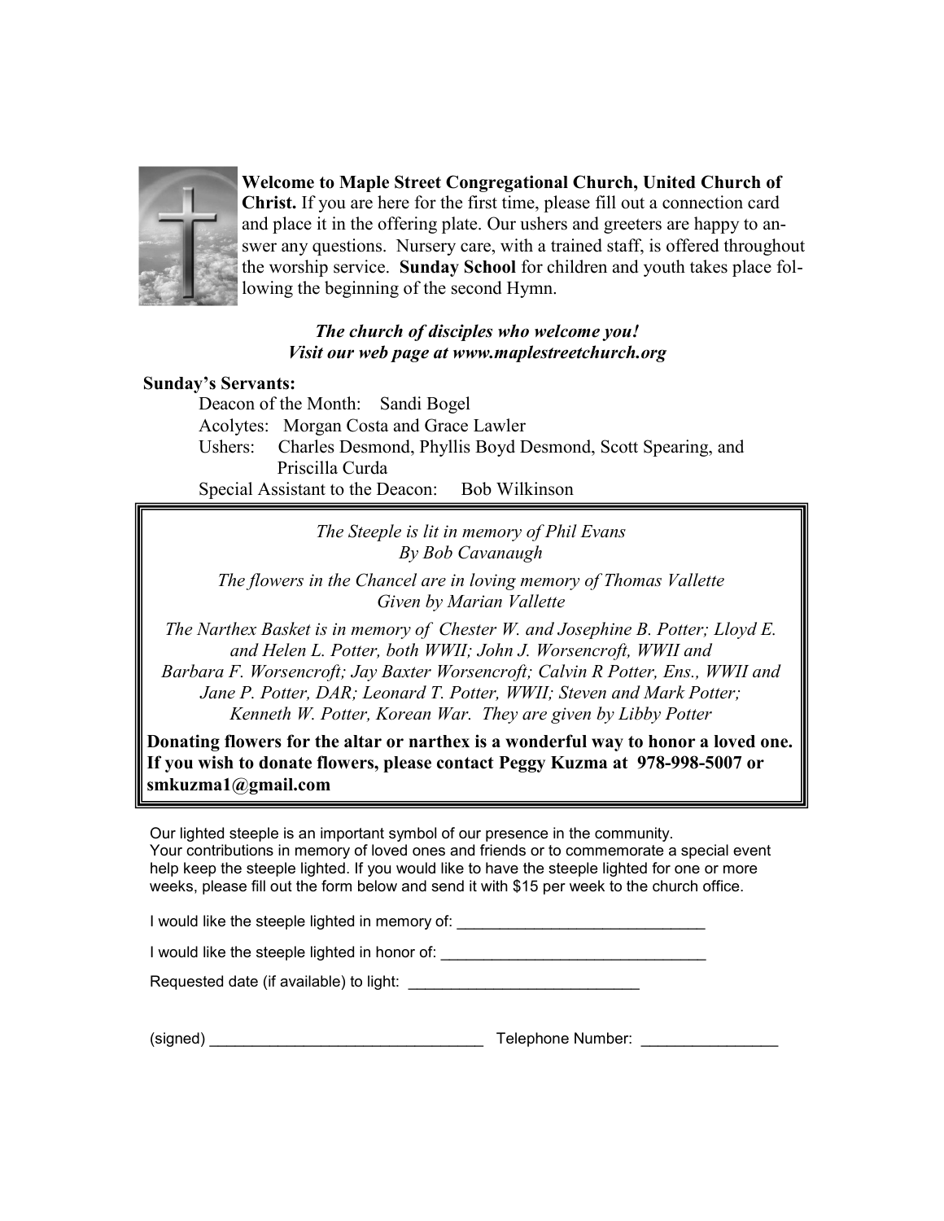**Welcome to Maple Street Congregational Church, United Church of Christ.** If you are here for the first time, please fill out a connection card and place it in the offering plate. Our ushers and greeters are happy to answer any questions. Nursery care, with a trained staff, is offered throughout the worship service. **Sunday School** for children and youth takes place following the beginning of the second Hymn.

***The church of disciples who welcome you!***
***Visit our web page at www.maplestreetchurch.org***

**Sunday's Servants:**

Deacon of the Month: Sandi Bogel
Acolytes: Morgan Costa and Grace Lawler
Ushers: Charles Desmond, Phyllis Boyd Desmond, Scott Spearing, and Priscilla Curda
Special Assistant to the Deacon: Bob Wilkinson

*The Steeple is lit in memory of Phil Evans*
*By Bob Cavanaugh*

*The flowers in the Chancel are in loving memory of Thomas Vallette*
*Given by Marian Vallette*

*The Narthex Basket is in memory of Chester W. and Josephine B. Potter; Lloyd E. and Helen L. Potter, both WWII; John J. Worsencroft, WWII and Barbara F. Worsencroft; Jay Baxter Worsencroft; Calvin R Potter, Ens., WWII and Jane P. Potter, DAR; Leonard T. Potter, WWII; Steven and Mark Potter; Kenneth W. Potter, Korean War. They are given by Libby Potter*

**Donating flowers for the altar or narthex is a wonderful way to honor a loved one. If you wish to donate flowers, please contact Peggy Kuzma at 978-998-5007 or smkuzma1@gmail.com**

Our lighted steeple is an important symbol of our presence in the community. Your contributions in memory of loved ones and friends or to commemorate a special event help keep the steeple lighted. If you would like to have the steeple lighted for one or more weeks, please fill out the form below and send it with $15 per week to the church office.

I would like the steeple lighted in memory of: ______________________________

I would like the steeple lighted in honor of: ________________________________

Requested date (if available) to light: ___________________________

(signed) ________________________________ Telephone Number: ________________